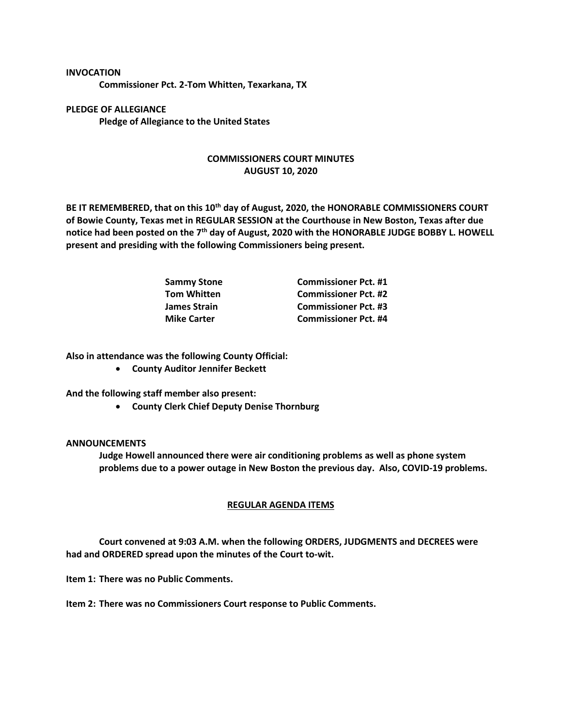**INVOCATION**

**Commissioner Pct. 2-Tom Whitten, Texarkana, TX**

**PLEDGE OF ALLEGIANCE**

**Pledge of Allegiance to the United States**

## COMMISSIONERS COURT MINUTES
## AUGUST 10, 2020

**BE IT REMEMBERED, that on this 10th day of August, 2020, the HONORABLE COMMISSIONERS COURT of Bowie County, Texas met in REGULAR SESSION at the Courthouse in New Boston, Texas after due notice had been posted on the 7th day of August, 2020 with the HONORABLE JUDGE BOBBY L. HOWELL present and presiding with the following Commissioners being present.**

| | |
|---|---|
| **Sammy Stone** | **Commissioner Pct. #1** |
| **Tom Whitten** | **Commissioner Pct. #2** |
| **James Strain** | **Commissioner Pct. #3** |
| **Mike Carter** | **Commissioner Pct. #4** |

**Also in attendance was the following County Official:**

- **County Auditor Jennifer Beckett**

**And the following staff member also present:**

- **County Clerk Chief Deputy Denise Thornburg**

**ANNOUNCEMENTS**

**Judge Howell announced there were air conditioning problems as well as phone system problems due to a power outage in New Boston the previous day. Also, COVID-19 problems.**

**REGULAR AGENDA ITEMS**

**Court convened at 9:03 A.M. when the following ORDERS, JUDGMENTS and DECREES were had and ORDERED spread upon the minutes of the Court to-wit.**

**Item 1: There was no Public Comments.**

**Item 2: There was no Commissioners Court response to Public Comments.**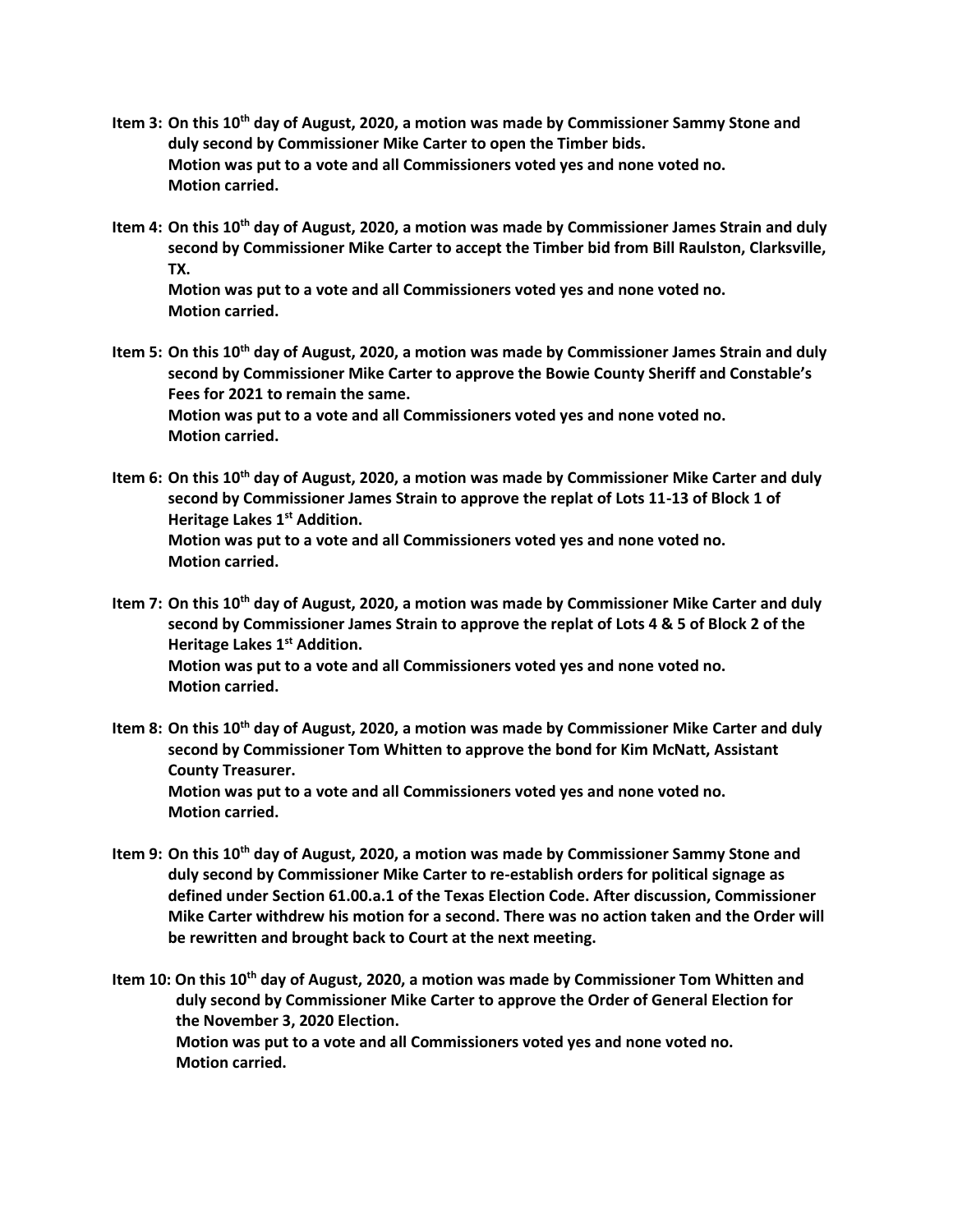**Item 3: On this 10th day of August, 2020, a motion was made by Commissioner Sammy Stone and duly second by Commissioner Mike Carter to open the Timber bids.**
**Motion was put to a vote and all Commissioners voted yes and none voted no.**
**Motion carried.**

**Item 4: On this 10th day of August, 2020, a motion was made by Commissioner James Strain and duly second by Commissioner Mike Carter to accept the Timber bid from Bill Raulston, Clarksville, TX.**
**Motion was put to a vote and all Commissioners voted yes and none voted no.**
**Motion carried.**

**Item 5: On this 10th day of August, 2020, a motion was made by Commissioner James Strain and duly second by Commissioner Mike Carter to approve the Bowie County Sheriff and Constable's Fees for 2021 to remain the same.**
**Motion was put to a vote and all Commissioners voted yes and none voted no.**
**Motion carried.**

**Item 6: On this 10th day of August, 2020, a motion was made by Commissioner Mike Carter and duly second by Commissioner James Strain to approve the replat of Lots 11-13 of Block 1 of Heritage Lakes 1st Addition.**
**Motion was put to a vote and all Commissioners voted yes and none voted no.**
**Motion carried.**

**Item 7: On this 10th day of August, 2020, a motion was made by Commissioner Mike Carter and duly second by Commissioner James Strain to approve the replat of Lots 4 & 5 of Block 2 of the Heritage Lakes 1st Addition.**
**Motion was put to a vote and all Commissioners voted yes and none voted no.**
**Motion carried.**

**Item 8: On this 10th day of August, 2020, a motion was made by Commissioner Mike Carter and duly second by Commissioner Tom Whitten to approve the bond for Kim McNatt, Assistant County Treasurer.**
**Motion was put to a vote and all Commissioners voted yes and none voted no.**
**Motion carried.**

**Item 9: On this 10th day of August, 2020, a motion was made by Commissioner Sammy Stone and duly second by Commissioner Mike Carter to re-establish orders for political signage as defined under Section 61.00.a.1 of the Texas Election Code. After discussion, Commissioner Mike Carter withdrew his motion for a second. There was no action taken and the Order will be rewritten and brought back to Court at the next meeting.**

**Item 10: On this 10th day of August, 2020, a motion was made by Commissioner Tom Whitten and duly second by Commissioner Mike Carter to approve the Order of General Election for the November 3, 2020 Election.**
**Motion was put to a vote and all Commissioners voted yes and none voted no.**
**Motion carried.**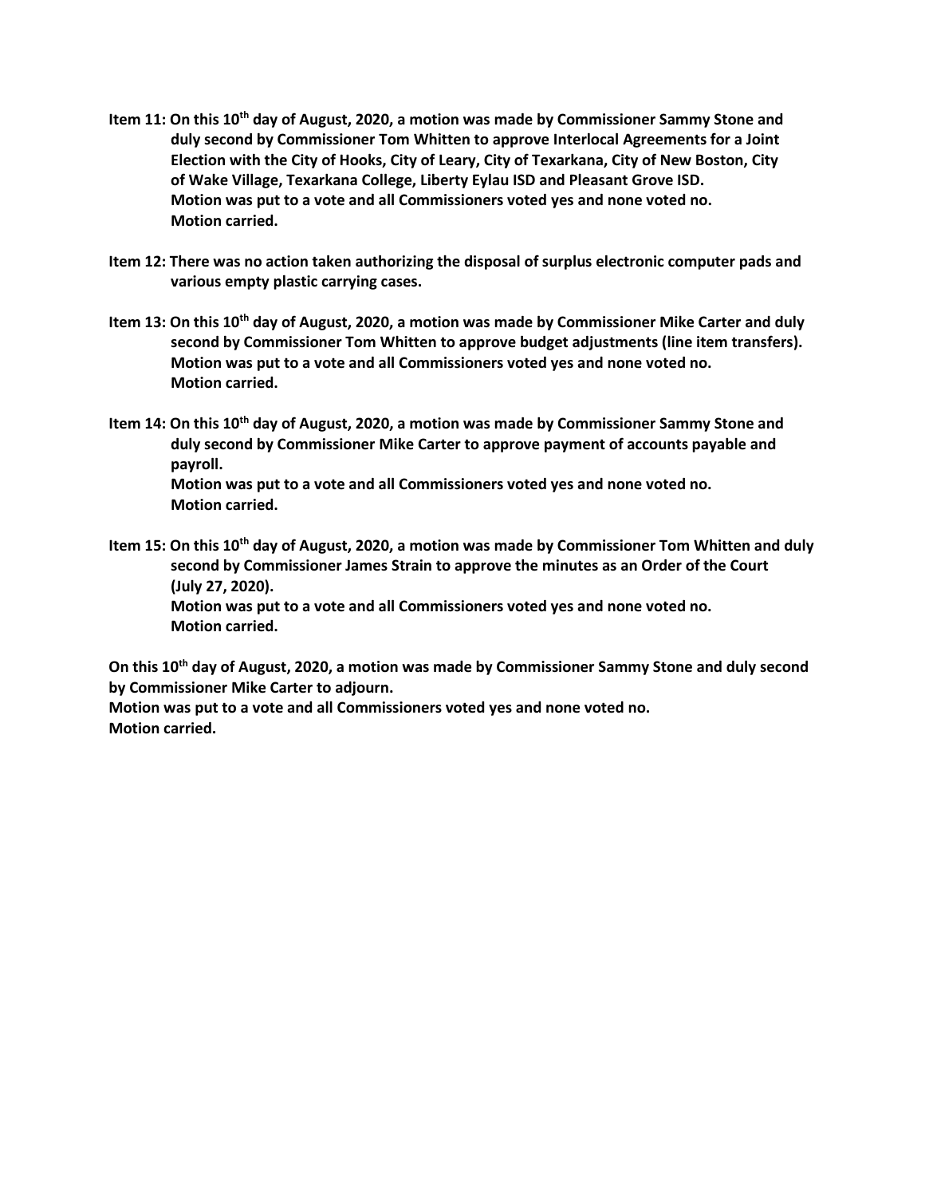**Item 11: On this 10th day of August, 2020, a motion was made by Commissioner Sammy Stone and duly second by Commissioner Tom Whitten to approve Interlocal Agreements for a Joint Election with the City of Hooks, City of Leary, City of Texarkana, City of New Boston, City of Wake Village, Texarkana College, Liberty Eylau ISD and Pleasant Grove ISD.**
**Motion was put to a vote and all Commissioners voted yes and none voted no.**
**Motion carried.**

**Item 12: There was no action taken authorizing the disposal of surplus electronic computer pads and various empty plastic carrying cases.**

**Item 13: On this 10th day of August, 2020, a motion was made by Commissioner Mike Carter and duly second by Commissioner Tom Whitten to approve budget adjustments (line item transfers).**
**Motion was put to a vote and all Commissioners voted yes and none voted no.**
**Motion carried.**

**Item 14: On this 10th day of August, 2020, a motion was made by Commissioner Sammy Stone and duly second by Commissioner Mike Carter to approve payment of accounts payable and payroll.**
**Motion was put to a vote and all Commissioners voted yes and none voted no.**
**Motion carried.**

**Item 15: On this 10th day of August, 2020, a motion was made by Commissioner Tom Whitten and duly second by Commissioner James Strain to approve the minutes as an Order of the Court (July 27, 2020).**
**Motion was put to a vote and all Commissioners voted yes and none voted no.**
**Motion carried.**

**On this 10th day of August, 2020, a motion was made by Commissioner Sammy Stone and duly second by Commissioner Mike Carter to adjourn.**
**Motion was put to a vote and all Commissioners voted yes and none voted no.**
**Motion carried.**